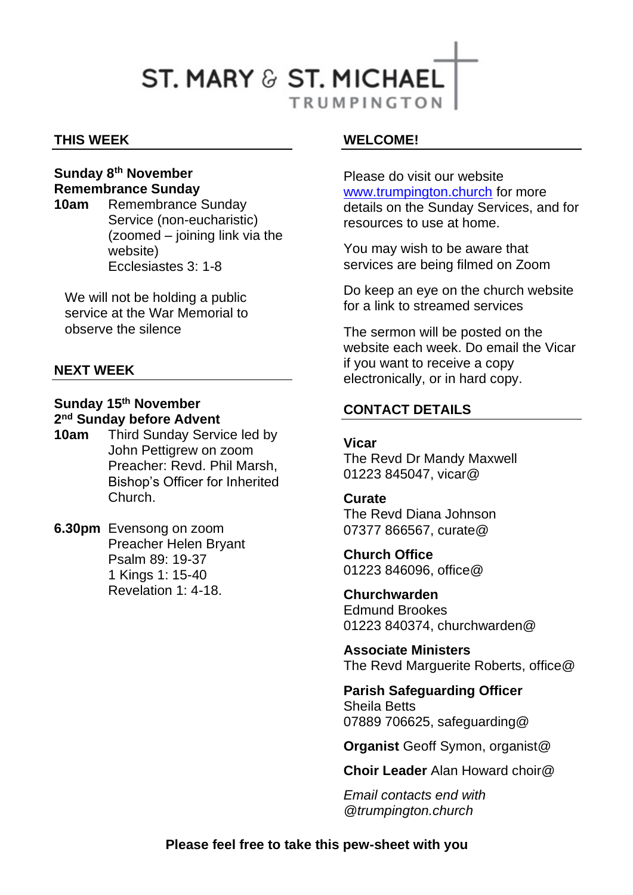# ST. MARY & ST. MICHAEL
TRUMPINGTON

## THIS WEEK

**Sunday 8th November**
**Remembrance Sunday**

**10am** Remembrance Sunday Service (non-eucharistic) (zoomed – joining link via the website)
Ecclesiastes 3: 1-8

We will not be holding a public service at the War Memorial to observe the silence

## NEXT WEEK

**Sunday 15th November**
**2nd Sunday before Advent**

**10am** Third Sunday Service led by John Pettigrew on zoom
Preacher: Revd. Phil Marsh, Bishop's Officer for Inherited Church.

**6.30pm** Evensong on zoom
Preacher Helen Bryant
Psalm 89: 19-37
1 Kings 1: 15-40
Revelation 1: 4-18.

## WELCOME!

Please do visit our website www.trumpington.church for more details on the Sunday Services, and for resources to use at home.

You may wish to be aware that services are being filmed on Zoom

Do keep an eye on the church website for a link to streamed services

The sermon will be posted on the website each week. Do email the Vicar if you want to receive a copy electronically, or in hard copy.

## CONTACT DETAILS

**Vicar**
The Revd Dr Mandy Maxwell
01223 845047, vicar@

**Curate**
The Revd Diana Johnson
07377 866567, curate@

**Church Office**
01223 846096, office@

**Churchwarden**
Edmund Brookes
01223 840374, churchwarden@

**Associate Ministers**
The Revd Marguerite Roberts, office@

**Parish Safeguarding Officer**
Sheila Betts
07889 706625, safeguarding@

**Organist** Geoff Symon, organist@

**Choir Leader** Alan Howard choir@

*Email contacts end with @trumpington.church*

**Please feel free to take this pew-sheet with you**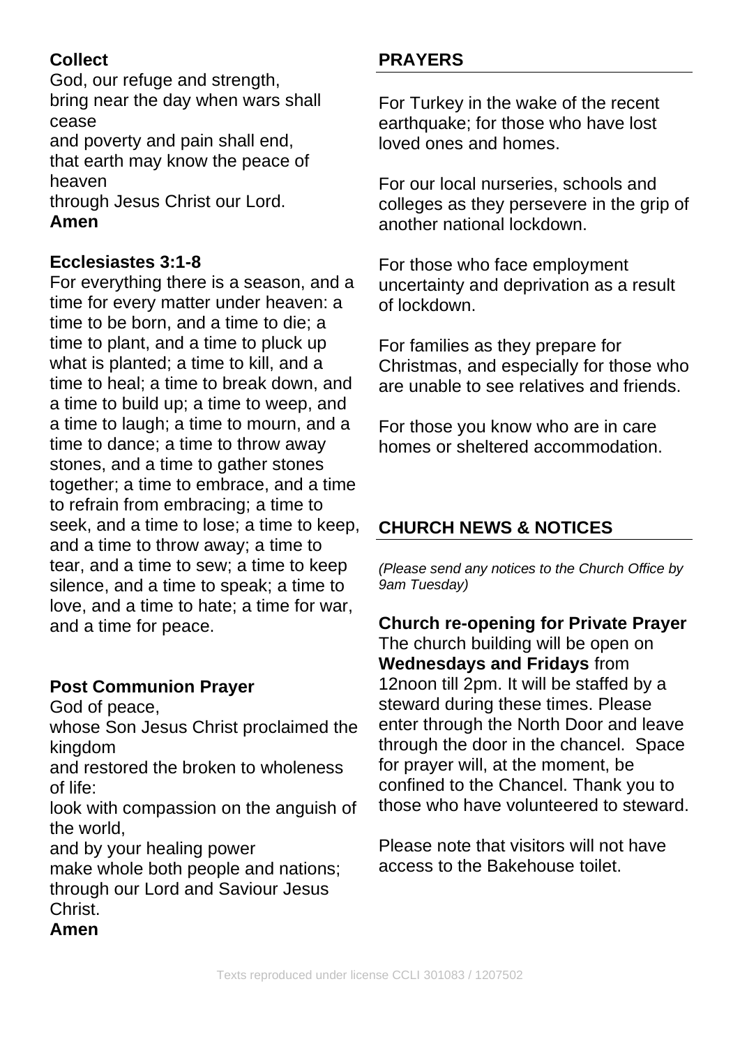**Collect**

God, our refuge and strength,
bring near the day when wars shall cease
and poverty and pain shall end,
that earth may know the peace of heaven
through Jesus Christ our Lord.
**Amen**

**Ecclesiastes 3:1-8**

For everything there is a season, and a time for every matter under heaven: a time to be born, and a time to die; a time to plant, and a time to pluck up what is planted; a time to kill, and a time to heal; a time to break down, and a time to build up; a time to weep, and a time to laugh; a time to mourn, and a time to dance; a time to throw away stones, and a time to gather stones together; a time to embrace, and a time to refrain from embracing; a time to seek, and a time to lose; a time to keep, and a time to throw away; a time to tear, and a time to sew; a time to keep silence, and a time to speak; a time to love, and a time to hate; a time for war, and a time for peace.

**Post Communion Prayer**

God of peace,
whose Son Jesus Christ proclaimed the kingdom
and restored the broken to wholeness of life:
look with compassion on the anguish of the world,
and by your healing power
make whole both people and nations;
through our Lord and Saviour Jesus Christ.
**Amen**

## PRAYERS

For Turkey in the wake of the recent earthquake; for those who have lost loved ones and homes.

For our local nurseries, schools and colleges as they persevere in the grip of another national lockdown.

For those who face employment uncertainty and deprivation as a result of lockdown.

For families as they prepare for Christmas, and especially for those who are unable to see relatives and friends.

For those you know who are in care homes or sheltered accommodation.

## CHURCH NEWS & NOTICES

*(Please send any notices to the Church Office by 9am Tuesday)*

**Church re-opening for Private Prayer**

The church building will be open on **Wednesdays and Fridays** from 12noon till 2pm. It will be staffed by a steward during these times. Please enter through the North Door and leave through the door in the chancel. Space for prayer will, at the moment, be confined to the Chancel. Thank you to those who have volunteered to steward.

Please note that visitors will not have access to the Bakehouse toilet.

Texts reproduced under license CCLI 301083 / 1207502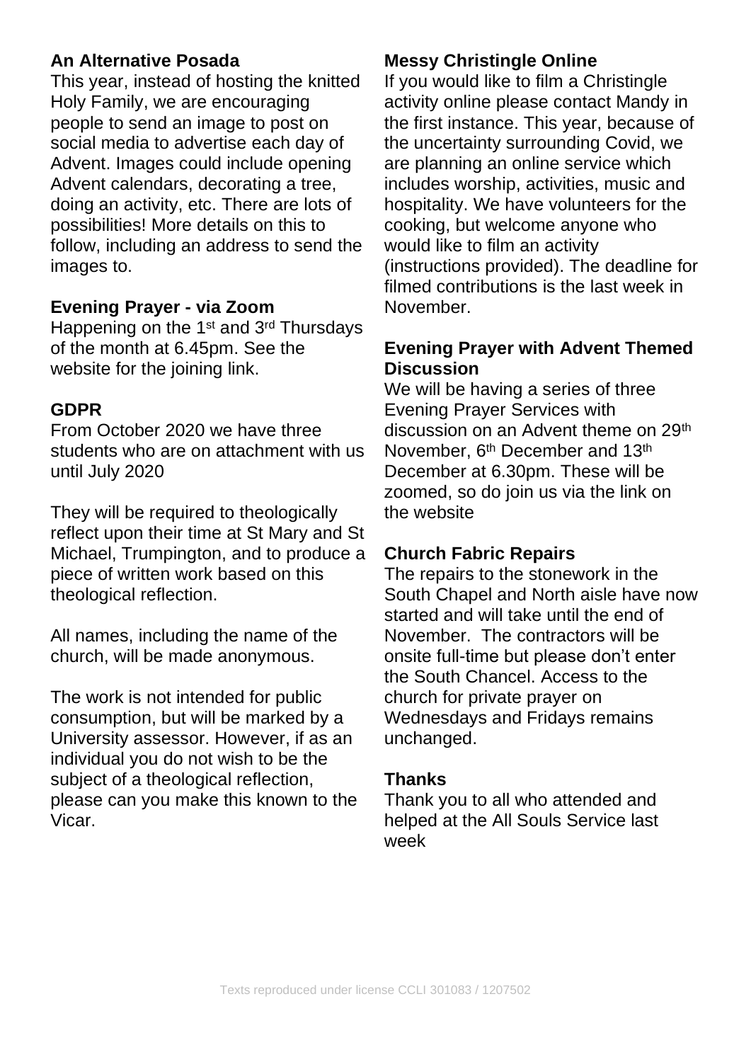## An Alternative Posada

This year, instead of hosting the knitted Holy Family, we are encouraging people to send an image to post on social media to advertise each day of Advent. Images could include opening Advent calendars, decorating a tree, doing an activity, etc. There are lots of possibilities! More details on this to follow, including an address to send the images to.

## Evening Prayer - via Zoom

Happening on the 1st and 3rd Thursdays of the month at 6.45pm. See the website for the joining link.

## GDPR

From October 2020 we have three students who are on attachment with us until July 2020

They will be required to theologically reflect upon their time at St Mary and St Michael, Trumpington, and to produce a piece of written work based on this theological reflection.

All names, including the name of the church, will be made anonymous.

The work is not intended for public consumption, but will be marked by a University assessor. However, if as an individual you do not wish to be the subject of a theological reflection, please can you make this known to the Vicar.

## Messy Christingle Online

If you would like to film a Christingle activity online please contact Mandy in the first instance. This year, because of the uncertainty surrounding Covid, we are planning an online service which includes worship, activities, music and hospitality. We have volunteers for the cooking, but welcome anyone who would like to film an activity (instructions provided). The deadline for filmed contributions is the last week in November.

## Evening Prayer with Advent Themed Discussion

We will be having a series of three Evening Prayer Services with discussion on an Advent theme on 29th November, 6th December and 13th December at 6.30pm. These will be zoomed, so do join us via the link on the website

## Church Fabric Repairs

The repairs to the stonework in the South Chapel and North aisle have now started and will take until the end of November. The contractors will be onsite full-time but please don't enter the South Chancel. Access to the church for private prayer on Wednesdays and Fridays remains unchanged.

## Thanks

Thank you to all who attended and helped at the All Souls Service last week

Texts reproduced under license CCLI 301083 / 1207502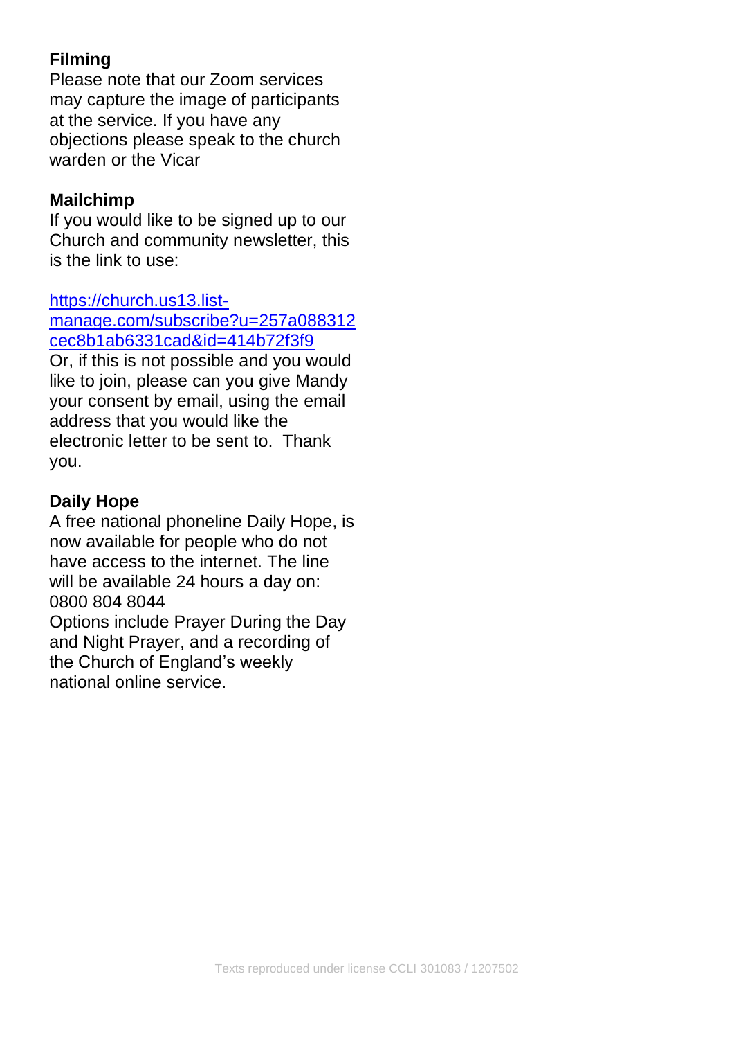**Filming**

Please note that our Zoom services may capture the image of participants at the service. If you have any objections please speak to the church warden or the Vicar

**Mailchimp**

If you would like to be signed up to our Church and community newsletter, this is the link to use:

https://church.us13.list-manage.com/subscribe?u=257a088312cec8b1ab6331cad&id=414b72f3f9

Or, if this is not possible and you would like to join, please can you give Mandy your consent by email, using the email address that you would like the electronic letter to be sent to. Thank you.

**Daily Hope**

A free national phoneline Daily Hope, is now available for people who do not have access to the internet. The line will be available 24 hours a day on: 0800 804 8044

Options include Prayer During the Day and Night Prayer, and a recording of the Church of England's weekly national online service.

Texts reproduced under license CCLI 301083 / 1207502